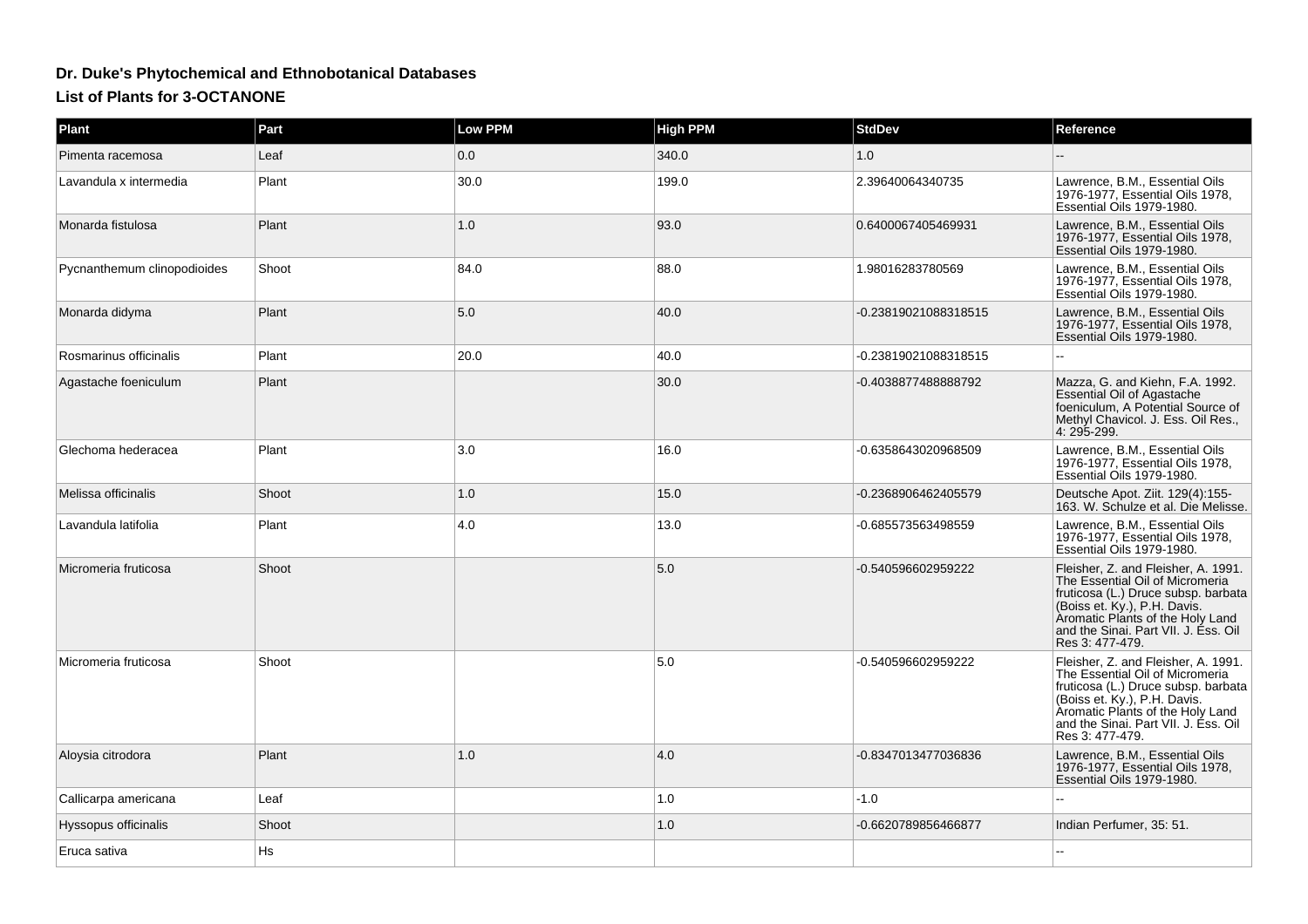## Dr. Duke's Phytochemical and Ethnobotanical Databases

### List of Plants for 3-OCTANONE

| Plant | Part | Low PPM | High PPM | StdDev | Reference |
|---|---|---|---|---|---|
| Pimenta racemosa | Leaf | 0.0 | 340.0 | 1.0 | -- |
| Lavandula x intermedia | Plant | 30.0 | 199.0 | 2.39640064340735 | Lawrence, B.M., Essential Oils 1976-1977, Essential Oils 1978, Essential Oils 1979-1980. |
| Monarda fistulosa | Plant | 1.0 | 93.0 | 0.6400067405469931 | Lawrence, B.M., Essential Oils 1976-1977, Essential Oils 1978, Essential Oils 1979-1980. |
| Pycnanthemum clinopodioides | Shoot | 84.0 | 88.0 | 1.98016283780569 | Lawrence, B.M., Essential Oils 1976-1977, Essential Oils 1978, Essential Oils 1979-1980. |
| Monarda didyma | Plant | 5.0 | 40.0 | -0.23819021088318515 | Lawrence, B.M., Essential Oils 1976-1977, Essential Oils 1978, Essential Oils 1979-1980. |
| Rosmarinus officinalis | Plant | 20.0 | 40.0 | -0.23819021088318515 | -- |
| Agastache foeniculum | Plant | | 30.0 | -0.4038877488888792 | Mazza, G. and Kiehn, F.A. 1992. Essential Oil of Agastache foeniculum, A Potential Source of Methyl Chavicol. J. Ess. Oil Res., 4: 295-299. |
| Glechoma hederacea | Plant | 3.0 | 16.0 | -0.6358643020968509 | Lawrence, B.M., Essential Oils 1976-1977, Essential Oils 1978, Essential Oils 1979-1980. |
| Melissa officinalis | Shoot | 1.0 | 15.0 | -0.2368906462405579 | Deutsche Apot. Ziit. 129(4):155-163. W. Schulze et al. Die Melisse. |
| Lavandula latifolia | Plant | 4.0 | 13.0 | -0.685573563498559 | Lawrence, B.M., Essential Oils 1976-1977, Essential Oils 1978, Essential Oils 1979-1980. |
| Micromeria fruticosa | Shoot | | 5.0 | -0.540596602959222 | Fleisher, Z. and Fleisher, A. 1991. The Essential Oil of Micromeria fruticosa (L.) Druce subsp. barbata (Boiss et. Ky.), P.H. Davis. Aromatic Plants of the Holy Land and the Sinai. Part VII. J. Ess. Oil Res 3: 477-479. |
| Micromeria fruticosa | Shoot | | 5.0 | -0.540596602959222 | Fleisher, Z. and Fleisher, A. 1991. The Essential Oil of Micromeria fruticosa (L.) Druce subsp. barbata (Boiss et. Ky.), P.H. Davis. Aromatic Plants of the Holy Land and the Sinai. Part VII. J. Ess. Oil Res 3: 477-479. |
| Aloysia citrodora | Plant | 1.0 | 4.0 | -0.8347013477036836 | Lawrence, B.M., Essential Oils 1976-1977, Essential Oils 1978, Essential Oils 1979-1980. |
| Callicarpa americana | Leaf | | 1.0 | -1.0 | -- |
| Hyssopus officinalis | Shoot | | 1.0 | -0.6620789856466877 | Indian Perfumer, 35: 51. |
| Eruca sativa | Hs | | | | -- |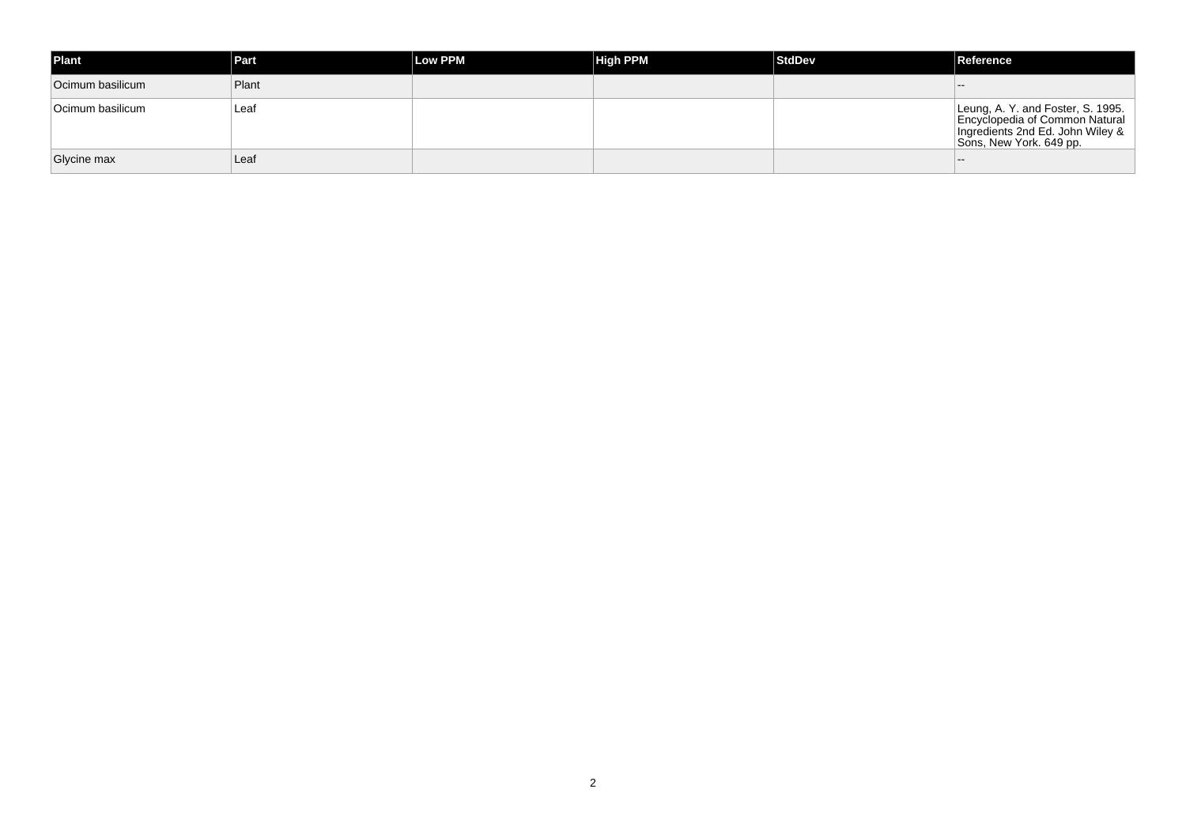| Plant | Part | Low PPM | High PPM | StdDev | Reference |
|---|---|---|---|---|---|
| Ocimum basilicum | Plant | | | | -- |
| Ocimum basilicum | Leaf | | | | Leung, A. Y. and Foster, S. 1995. Encyclopedia of Common Natural Ingredients 2nd Ed. John Wiley & Sons, New York. 649 pp. |
| Glycine max | Leaf | | | | -- |